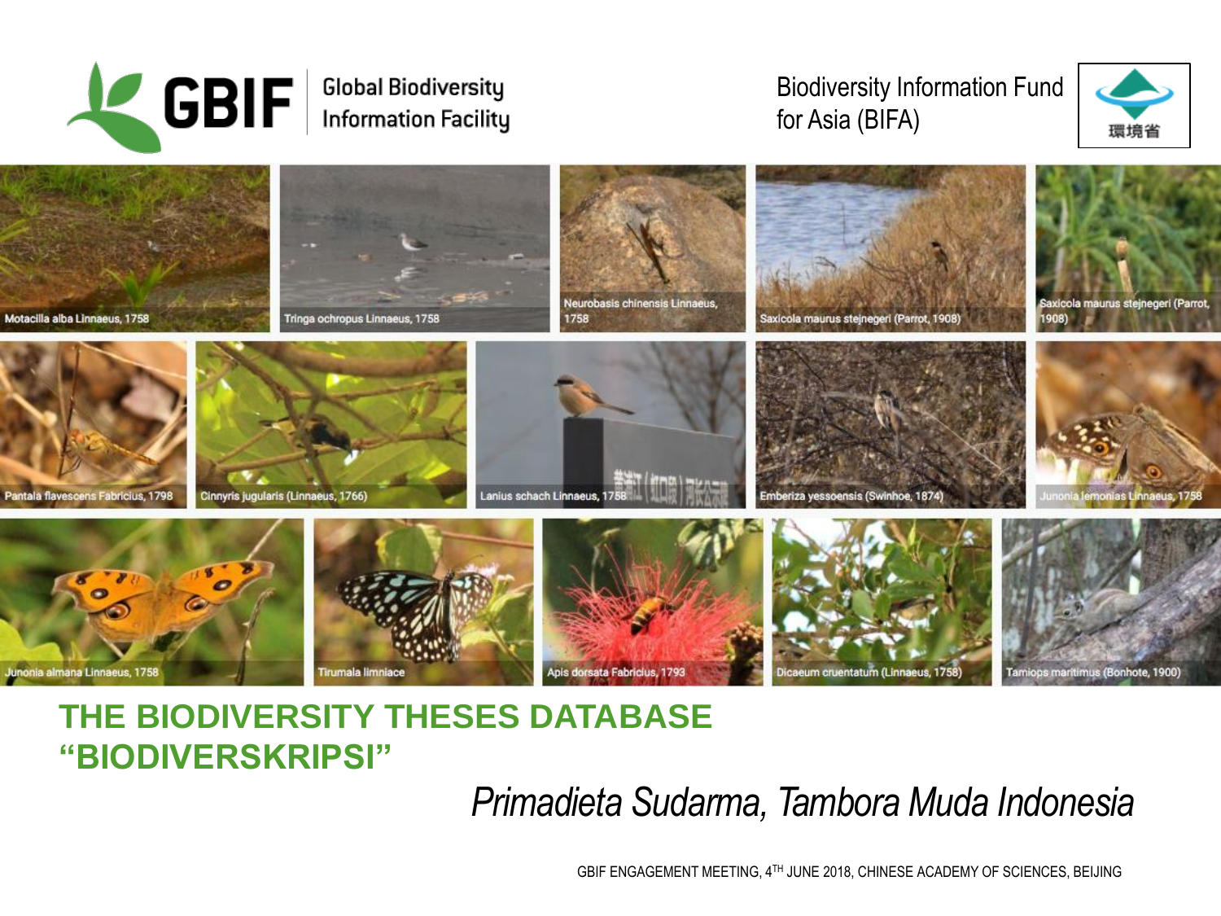GBIF Global Biodiversity Information Facility

Biodiversity Information Fund for Asia (BIFA)

環境省

Motacilla alba Linnaeus, 1758

Tringa ochropus Linnaeus, 1758

Neurobasis chinensis Linnaeus, 1758

Saxicola maurus stejnegeri (Parrot, 1908)

Saxicola maurus stejnegeri (Parrot, 1908)

Pantala flavescens Fabricius, 1798

Cinnyris jugularis (Linnaeus, 1766)

Lanius schach Linnaeus, 1758

Emberiza yessoensis (Swinhoe, 1874)

Junonia lemonias Linnaeus, 1758

Junonia almana Linnaeus, 1758

Tirumala limniace

Apis dorsata Fabricius, 1793

Dicaeum cruentatum (Linnaeus, 1758)

Tamiops maritimus (Bonhote, 1900)

# THE BIODIVERSITY THESES DATABASE "BIODIVERSKRIPSI"

*Primadieta Sudarma, Tambora Muda Indonesia*

GBIF ENGAGEMENT MEETING, 4TH JUNE 2018, CHINESE ACADEMY OF SCIENCES, BEIJING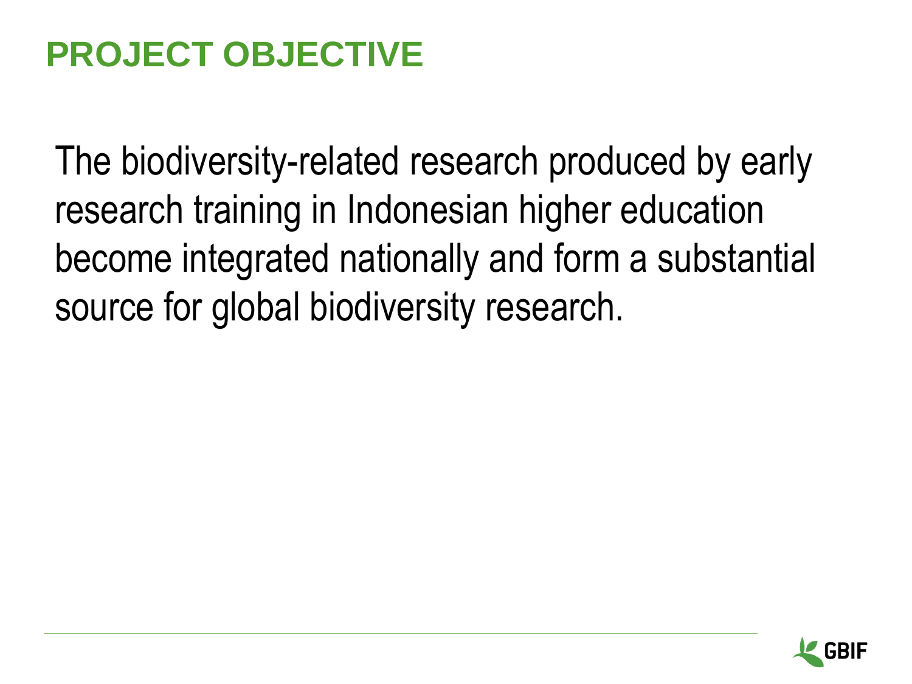# PROJECT OBJECTIVE

The biodiversity-related research produced by early research training in Indonesian higher education become integrated nationally and form a substantial source for global biodiversity research.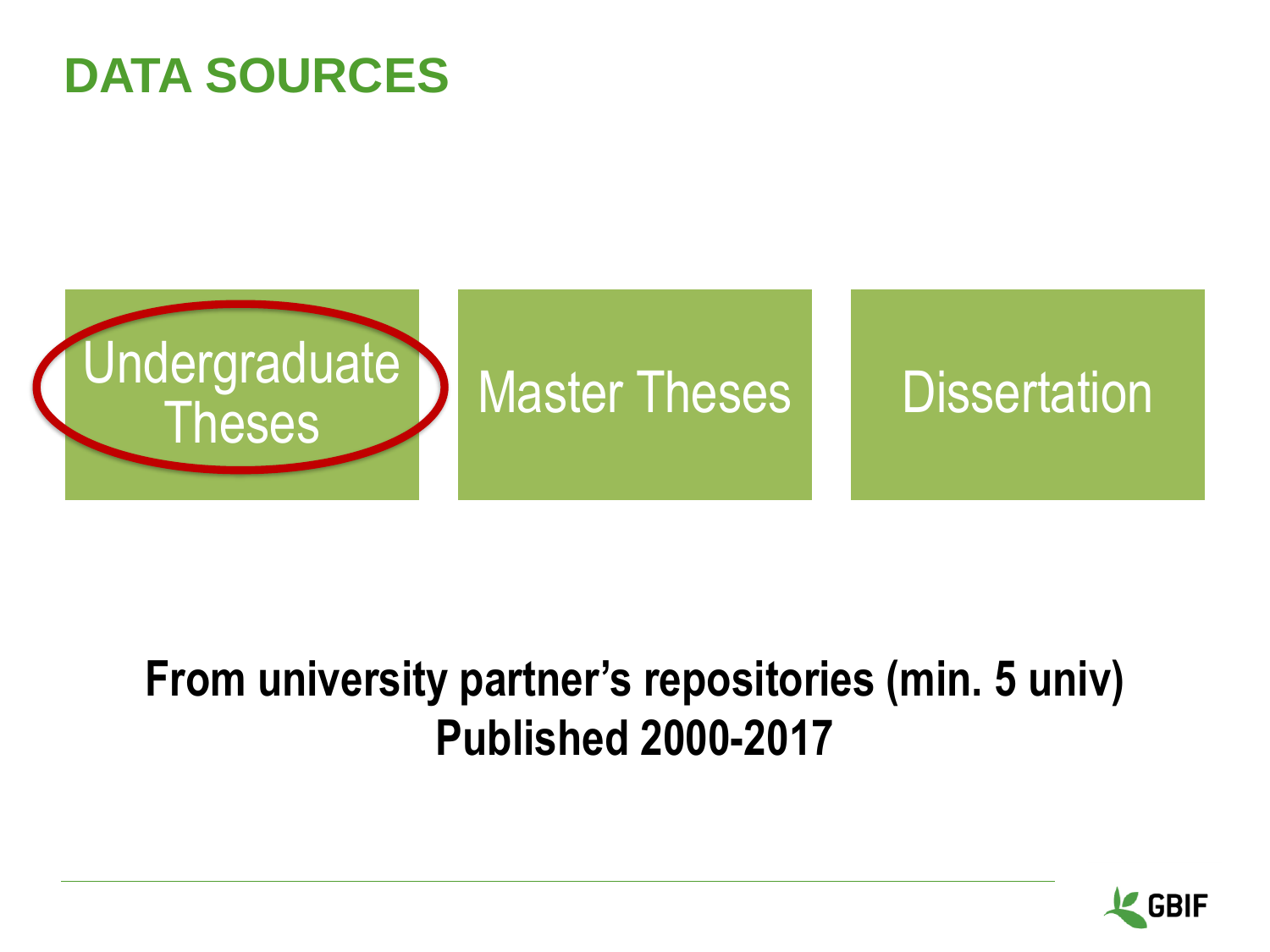# DATA SOURCES

- Undergraduate Theses
- Master Theses
- Dissertation

**From university partner's repositories (min. 5 univ)**
**Published 2000-2017**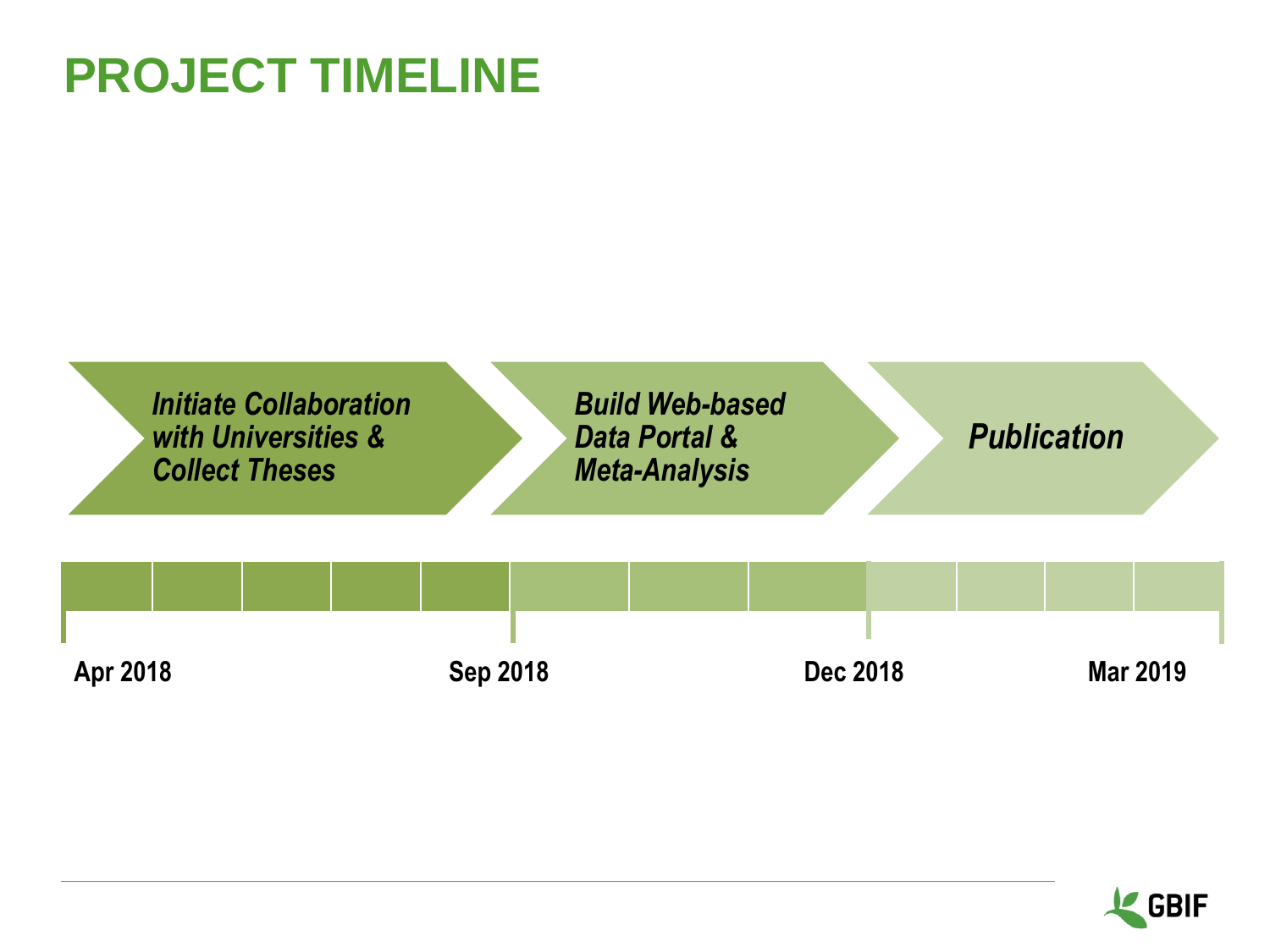# PROJECT TIMELINE

*Initiate Collaboration with Universities & Collect Theses*

*Build Web-based Data Portal & Meta-Analysis*

*Publication*

Apr 2018

Sep 2018

Dec 2018

Mar 2019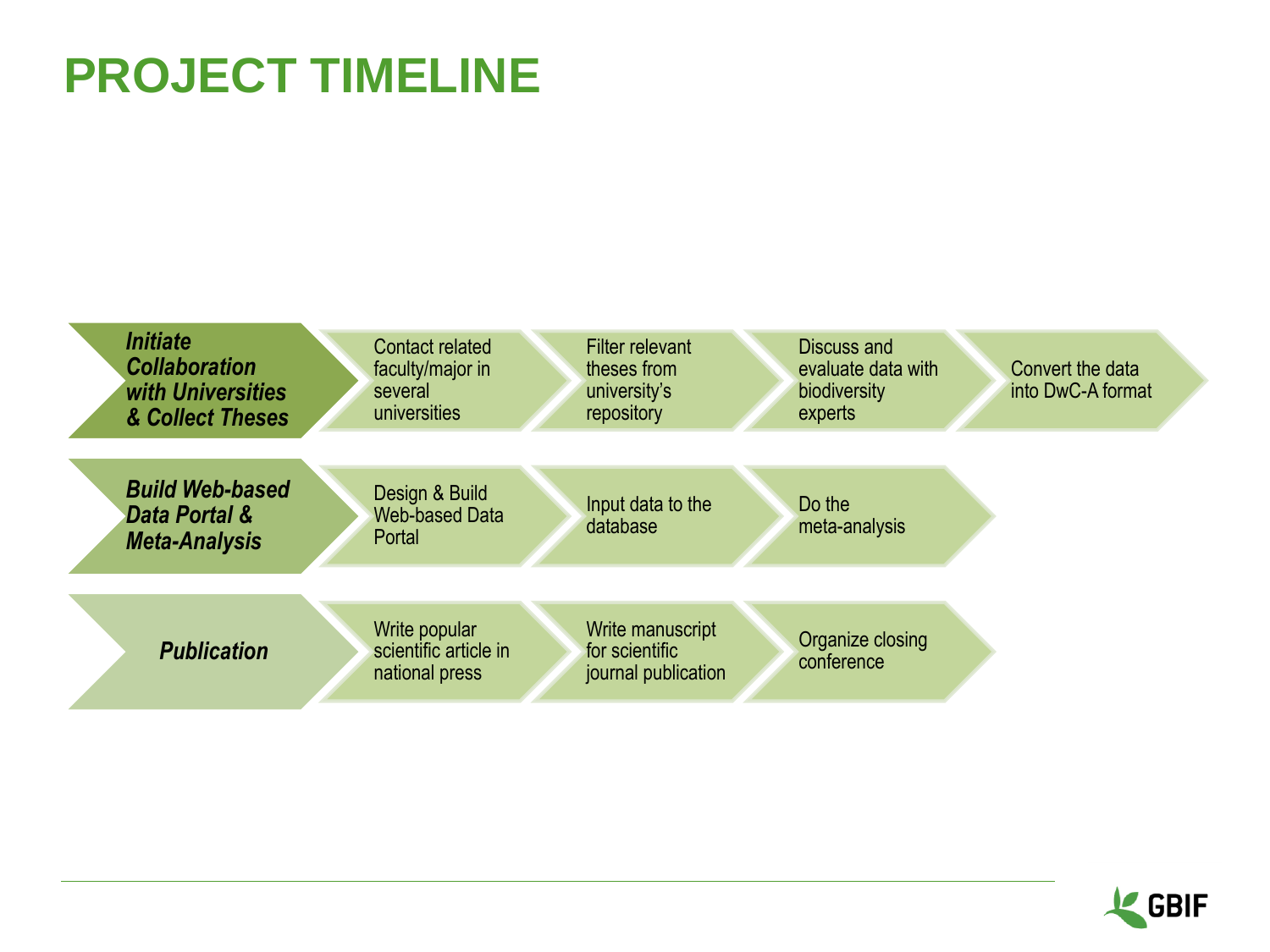# PROJECT TIMELINE

***Initiate Collaboration with Universities & Collect Theses***

- Contact related faculty/major in several universities
- Filter relevant theses from university's repository
- Discuss and evaluate data with biodiversity experts
- Convert the data into DwC-A format

***Build Web-based Data Portal & Meta-Analysis***

- Design & Build Web-based Data Portal
- Input data to the database
- Do the meta-analysis

***Publication***

- Write popular scientific article in national press
- Write manuscript for scientific journal publication
- Organize closing conference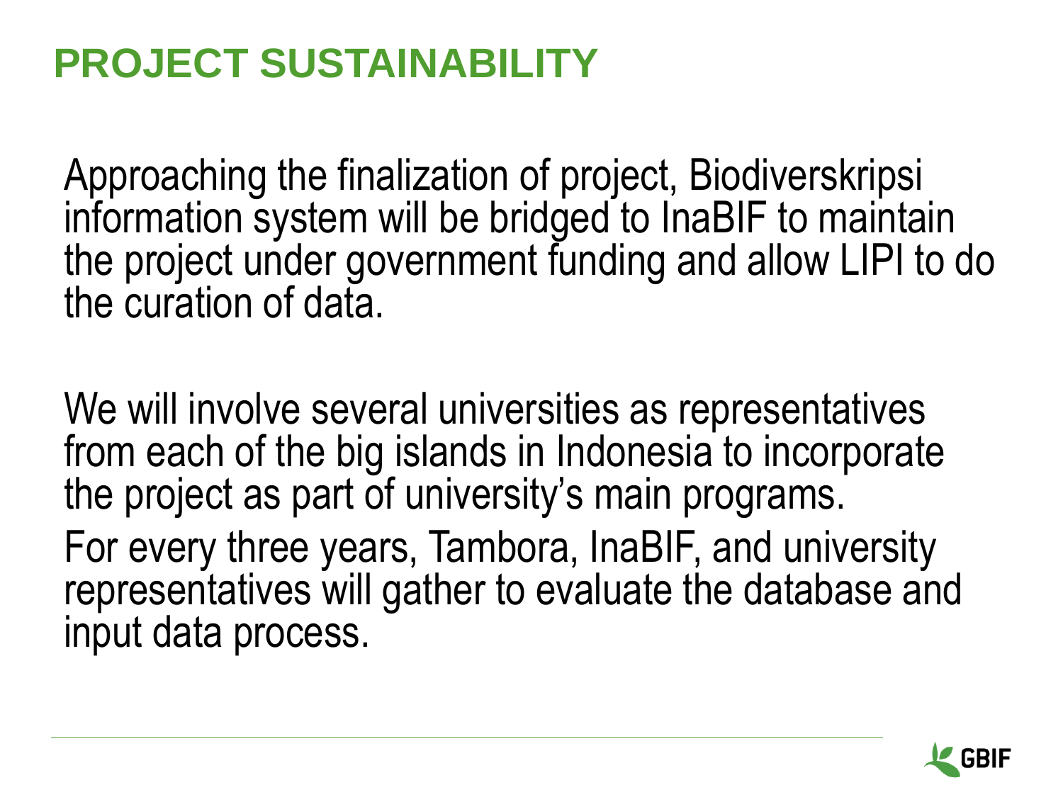# PROJECT SUSTAINABILITY

Approaching the finalization of project, Biodiverskripsi information system will be bridged to InaBIF to maintain the project under government funding and allow LIPI to do the curation of data.

We will involve several universities as representatives from each of the big islands in Indonesia to incorporate the project as part of university's main programs.

For every three years, Tambora, InaBIF, and university representatives will gather to evaluate the database and input data process.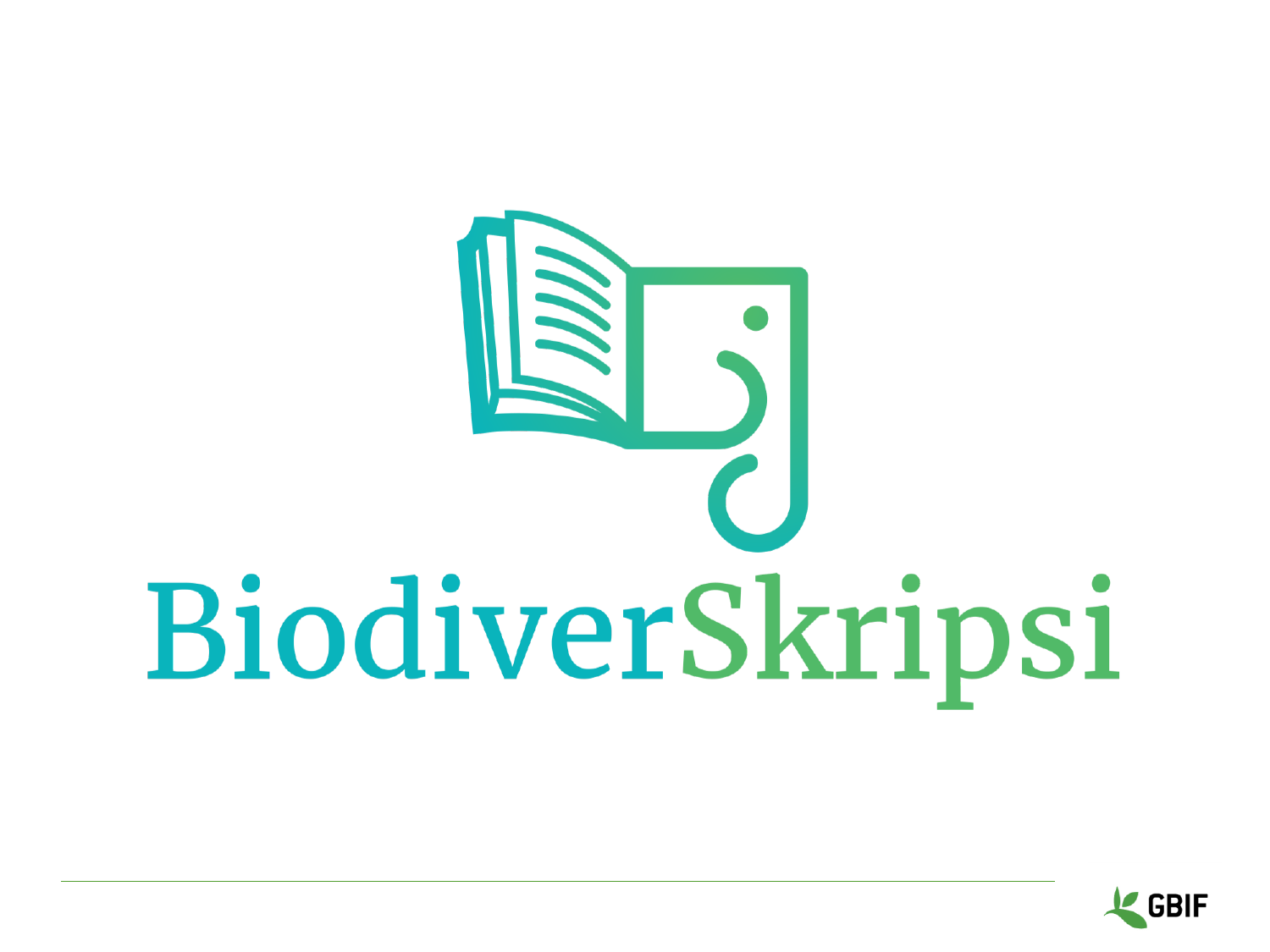BiodiverSkripsi

GBIF